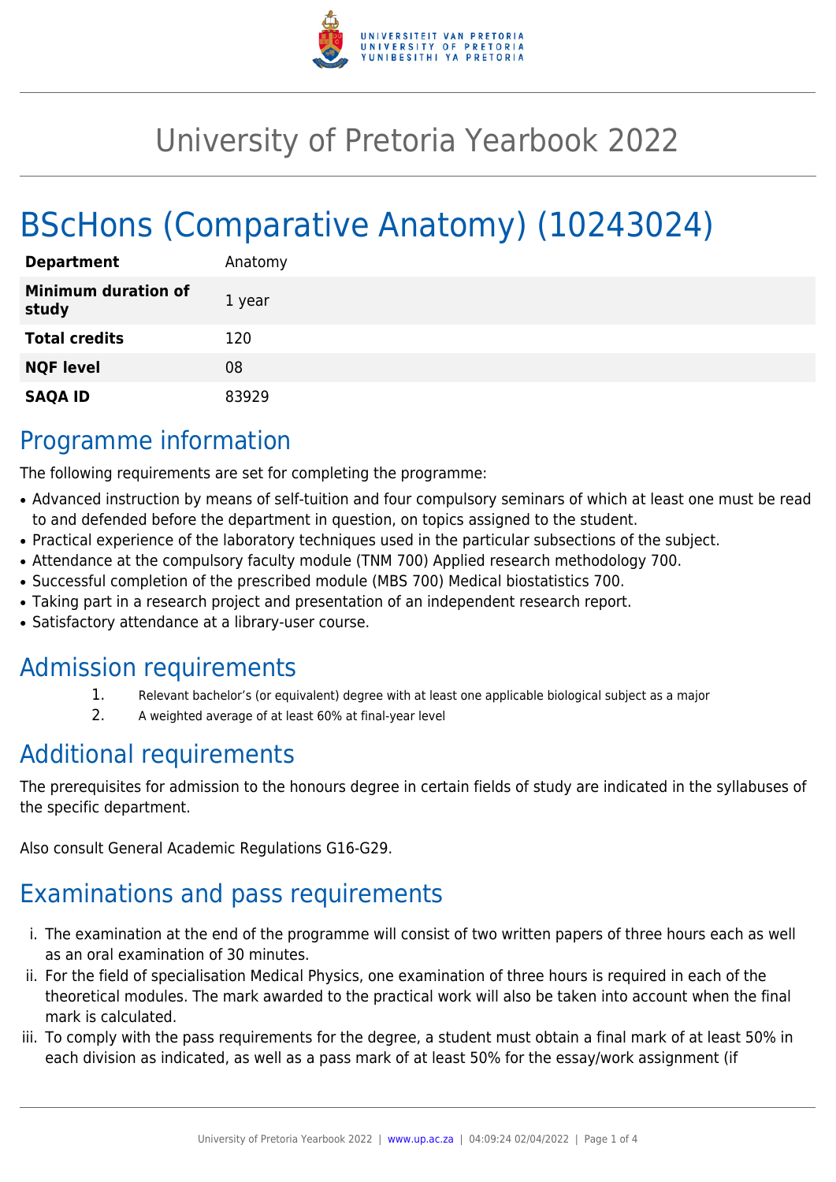# University of Pretoria Yearbook 2022

# BScHons (Comparative Anatomy) (10243024)

| | |
|---|---|
| **Department** | Anatomy |
| **Minimum duration of study** | 1 year |
| **Total credits** | 120 |
| **NQF level** | 08 |
| **SAQA ID** | 83929 |

## Programme information

The following requirements are set for completing the programme:

- Advanced instruction by means of self-tuition and four compulsory seminars of which at least one must be read to and defended before the department in question, on topics assigned to the student.
- Practical experience of the laboratory techniques used in the particular subsections of the subject.
- Attendance at the compulsory faculty module (TNM 700) Applied research methodology 700.
- Successful completion of the prescribed module (MBS 700) Medical biostatistics 700.
- Taking part in a research project and presentation of an independent research report.
- Satisfactory attendance at a library-user course.

## Admission requirements

1. Relevant bachelor's (or equivalent) degree with at least one applicable biological subject as a major
2. A weighted average of at least 60% at final-year level

## Additional requirements

The prerequisites for admission to the honours degree in certain fields of study are indicated in the syllabuses of the specific department.

Also consult General Academic Regulations G16-G29.

## Examinations and pass requirements

i. The examination at the end of the programme will consist of two written papers of three hours each as well as an oral examination of 30 minutes.

ii. For the field of specialisation Medical Physics, one examination of three hours is required in each of the theoretical modules. The mark awarded to the practical work will also be taken into account when the final mark is calculated.

iii. To comply with the pass requirements for the degree, a student must obtain a final mark of at least 50% in each division as indicated, as well as a pass mark of at least 50% for the essay/work assignment (if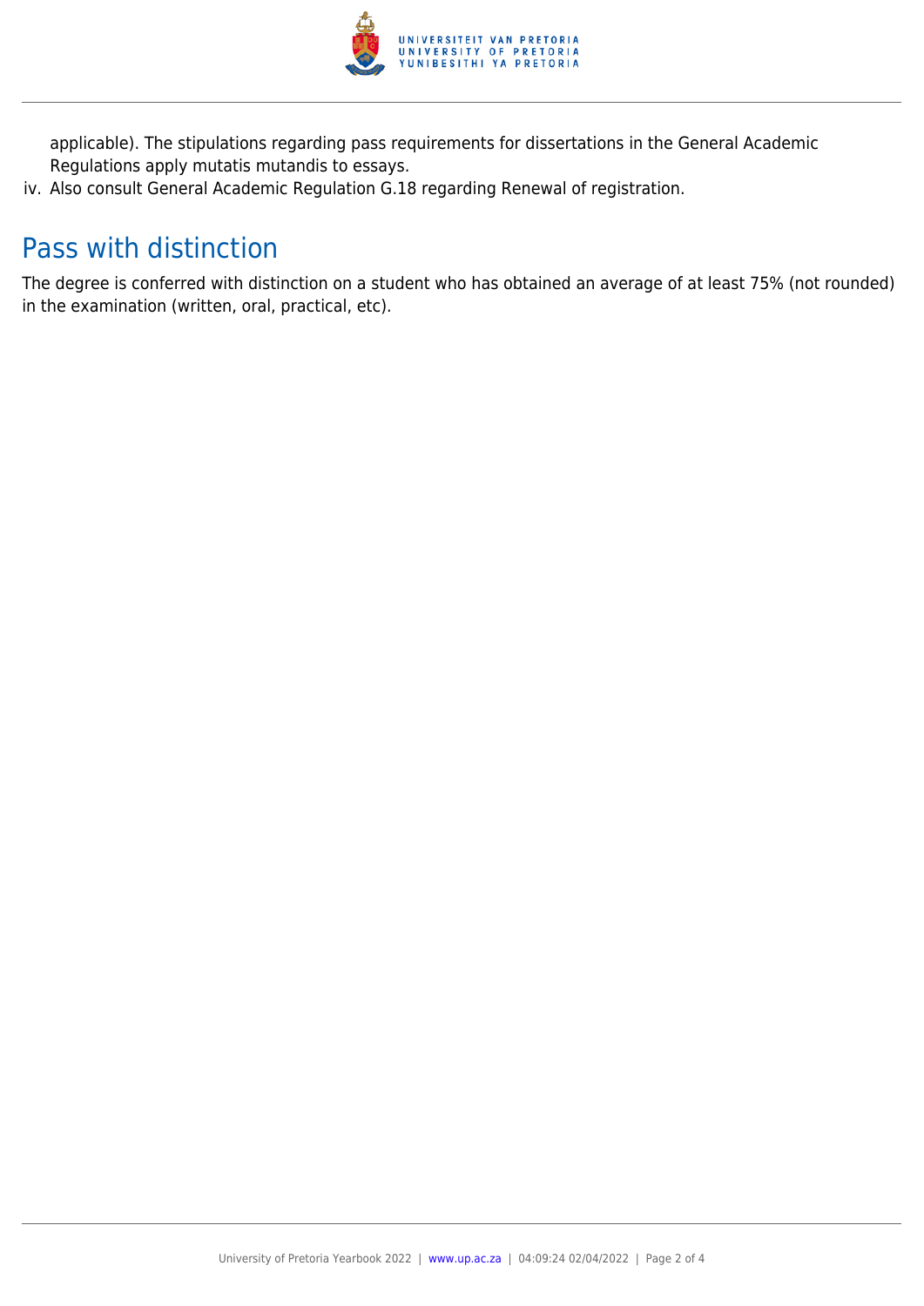applicable). The stipulations regarding pass requirements for dissertations in the General Academic Regulations apply mutatis mutandis to essays.

iv. Also consult General Academic Regulation G.18 regarding Renewal of registration.

## Pass with distinction

The degree is conferred with distinction on a student who has obtained an average of at least 75% (not rounded) in the examination (written, oral, practical, etc).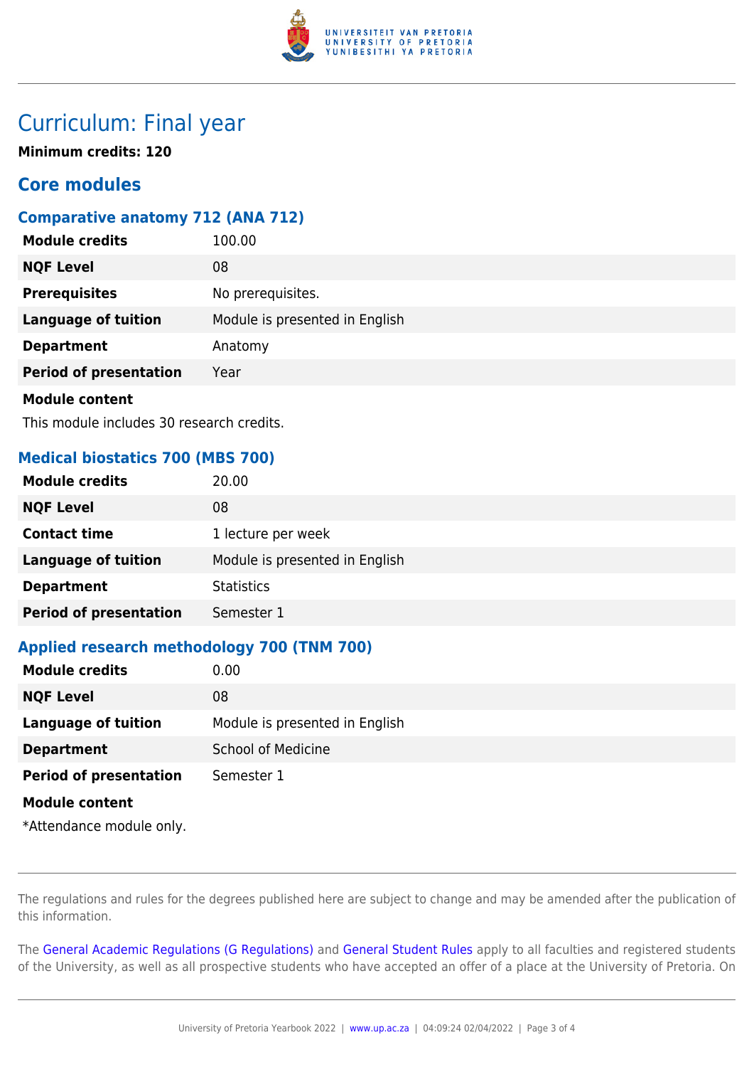# Curriculum: Final year

**Minimum credits: 120**

## Core modules

### Comparative anatomy 712 (ANA 712)

| | |
|---|---|
| **Module credits** | 100.00 |
| **NQF Level** | 08 |
| **Prerequisites** | No prerequisites. |
| **Language of tuition** | Module is presented in English |
| **Department** | Anatomy |
| **Period of presentation** | Year |

**Module content**

This module includes 30 research credits.

### Medical biostatics 700 (MBS 700)

| | |
|---|---|
| **Module credits** | 20.00 |
| **NQF Level** | 08 |
| **Contact time** | 1 lecture per week |
| **Language of tuition** | Module is presented in English |
| **Department** | Statistics |
| **Period of presentation** | Semester 1 |

### Applied research methodology 700 (TNM 700)

| | |
|---|---|
| **Module credits** | 0.00 |
| **NQF Level** | 08 |
| **Language of tuition** | Module is presented in English |
| **Department** | School of Medicine |
| **Period of presentation** | Semester 1 |

**Module content**

*Attendance module only.

The regulations and rules for the degrees published here are subject to change and may be amended after the publication of this information.

The General Academic Regulations (G Regulations) and General Student Rules apply to all faculties and registered students of the University, as well as all prospective students who have accepted an offer of a place at the University of Pretoria. On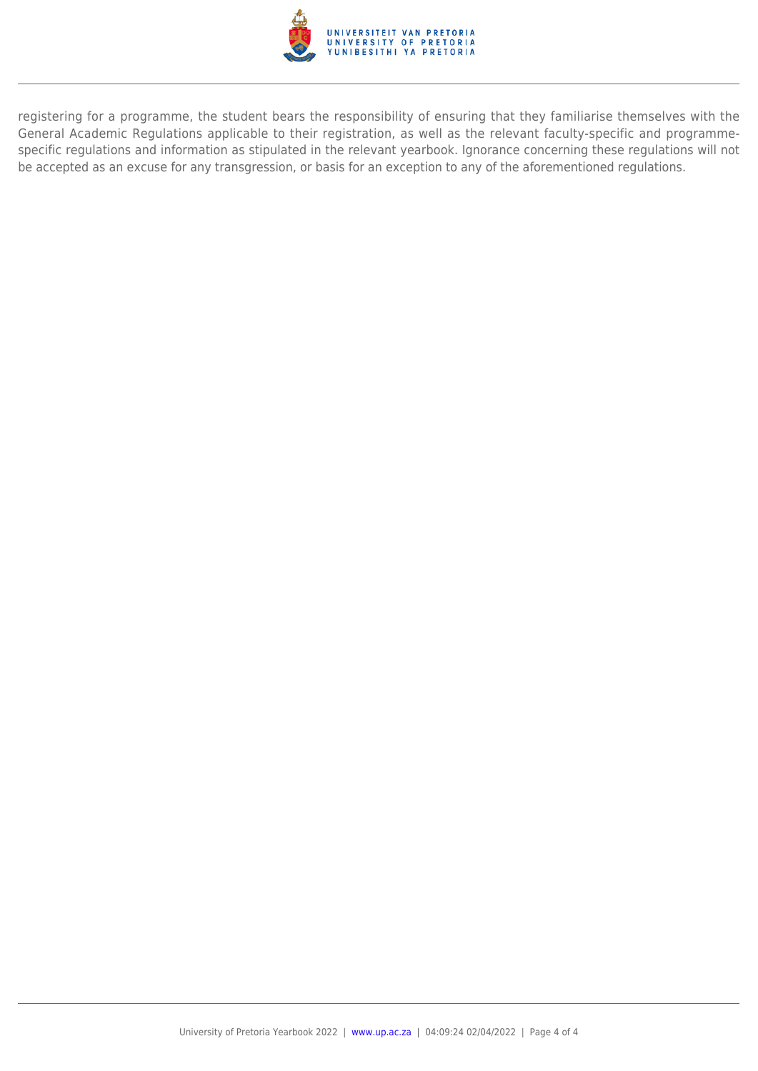registering for a programme, the student bears the responsibility of ensuring that they familiarise themselves with the General Academic Regulations applicable to their registration, as well as the relevant faculty-specific and programme-specific regulations and information as stipulated in the relevant yearbook. Ignorance concerning these regulations will not be accepted as an excuse for any transgression, or basis for an exception to any of the aforementioned regulations.